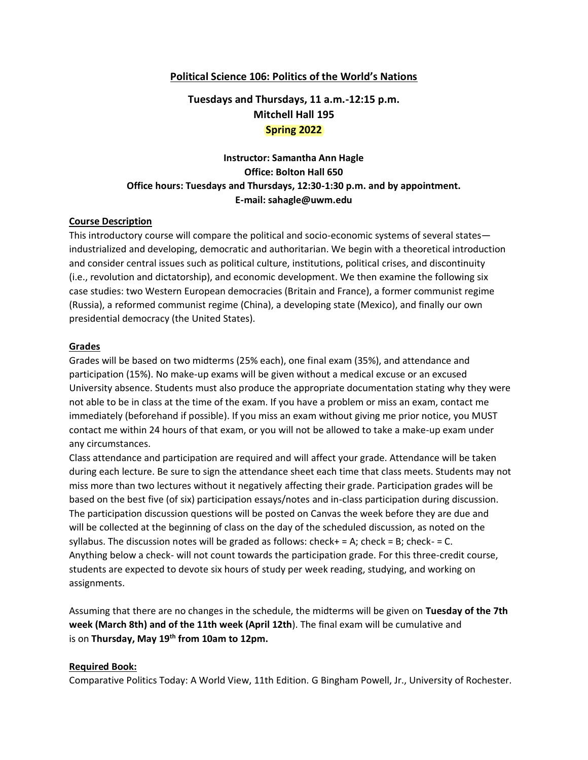**Political Science 106: Politics of the World's Nations**

**Tuesdays and Thursdays, 11 a.m.-12:15 p.m.**
**Mitchell Hall 195**
**Spring 2022**

**Instructor: Samantha Ann Hagle**
**Office: Bolton Hall 650**
**Office hours: Tuesdays and Thursdays, 12:30-1:30 p.m. and by appointment.**
**E-mail: sahagle@uwm.edu**

## Course Description

This introductory course will compare the political and socio-economic systems of several states—industrialized and developing, democratic and authoritarian. We begin with a theoretical introduction and consider central issues such as political culture, institutions, political crises, and discontinuity (i.e., revolution and dictatorship), and economic development. We then examine the following six case studies: two Western European democracies (Britain and France), a former communist regime (Russia), a reformed communist regime (China), a developing state (Mexico), and finally our own presidential democracy (the United States).

## Grades

Grades will be based on two midterms (25% each), one final exam (35%), and attendance and participation (15%). No make-up exams will be given without a medical excuse or an excused University absence. Students must also produce the appropriate documentation stating why they were not able to be in class at the time of the exam. If you have a problem or miss an exam, contact me immediately (beforehand if possible). If you miss an exam without giving me prior notice, you MUST contact me within 24 hours of that exam, or you will not be allowed to take a make-up exam under any circumstances.

Class attendance and participation are required and will affect your grade. Attendance will be taken during each lecture. Be sure to sign the attendance sheet each time that class meets. Students may not miss more than two lectures without it negatively affecting their grade. Participation grades will be based on the best five (of six) participation essays/notes and in-class participation during discussion. The participation discussion questions will be posted on Canvas the week before they are due and will be collected at the beginning of class on the day of the scheduled discussion, as noted on the syllabus. The discussion notes will be graded as follows: check+ = A; check = B; check- = C. Anything below a check- will not count towards the participation grade. For this three-credit course, students are expected to devote six hours of study per week reading, studying, and working on assignments.

Assuming that there are no changes in the schedule, the midterms will be given on **Tuesday of the 7th week (March 8th) and of the 11th week (April 12th**). The final exam will be cumulative and is on **Thursday, May 19th from 10am to 12pm.**

## Required Book:

Comparative Politics Today: A World View, 11th Edition. G Bingham Powell, Jr., University of Rochester.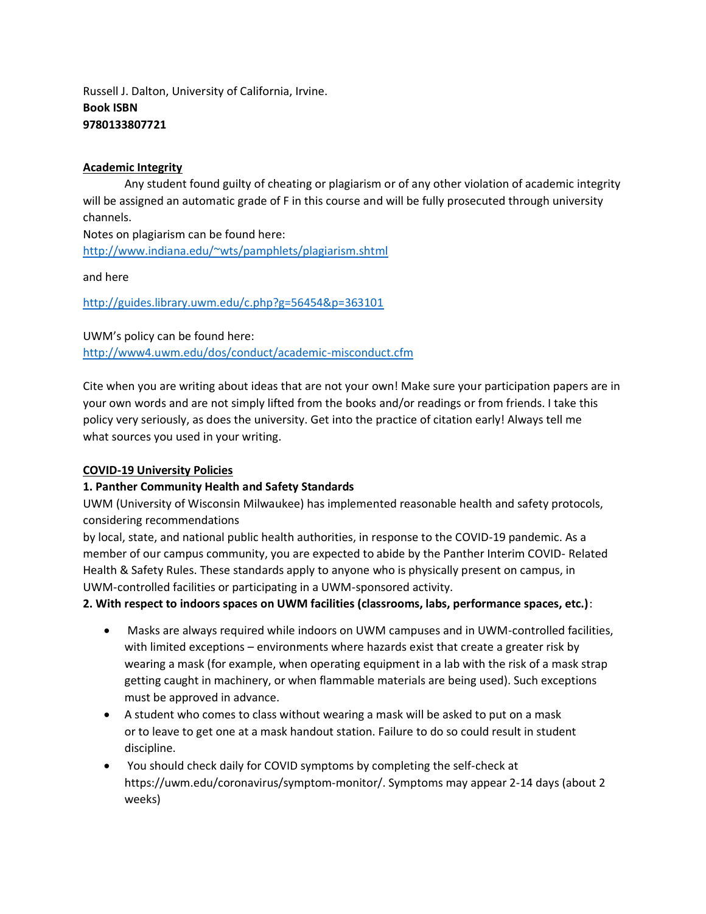Russell J. Dalton, University of California, Irvine.
**Book ISBN**
**9780133807721**

## Academic Integrity

Any student found guilty of cheating or plagiarism or of any other violation of academic integrity will be assigned an automatic grade of F in this course and will be fully prosecuted through university channels.

Notes on plagiarism can be found here:
http://www.indiana.edu/~wts/pamphlets/plagiarism.shtml

and here

http://guides.library.uwm.edu/c.php?g=56454&p=363101

UWM's policy can be found here:
http://www4.uwm.edu/dos/conduct/academic-misconduct.cfm

Cite when you are writing about ideas that are not your own! Make sure your participation papers are in your own words and are not simply lifted from the books and/or readings or from friends. I take this policy very seriously, as does the university. Get into the practice of citation early! Always tell me what sources you used in your writing.

## COVID-19 University Policies

**1. Panther Community Health and Safety Standards**

UWM (University of Wisconsin Milwaukee) has implemented reasonable health and safety protocols, considering recommendations by local, state, and national public health authorities, in response to the COVID-19 pandemic. As a member of our campus community, you are expected to abide by the Panther Interim COVID- Related Health & Safety Rules. These standards apply to anyone who is physically present on campus, in UWM-controlled facilities or participating in a UWM-sponsored activity.

**2. With respect to indoors spaces on UWM facilities (classrooms, labs, performance spaces, etc.)**:

- Masks are always required while indoors on UWM campuses and in UWM-controlled facilities, with limited exceptions – environments where hazards exist that create a greater risk by wearing a mask (for example, when operating equipment in a lab with the risk of a mask strap getting caught in machinery, or when flammable materials are being used). Such exceptions must be approved in advance.
- A student who comes to class without wearing a mask will be asked to put on a mask or to leave to get one at a mask handout station. Failure to do so could result in student discipline.
- You should check daily for COVID symptoms by completing the self-check at https://uwm.edu/coronavirus/symptom-monitor/. Symptoms may appear 2-14 days (about 2 weeks)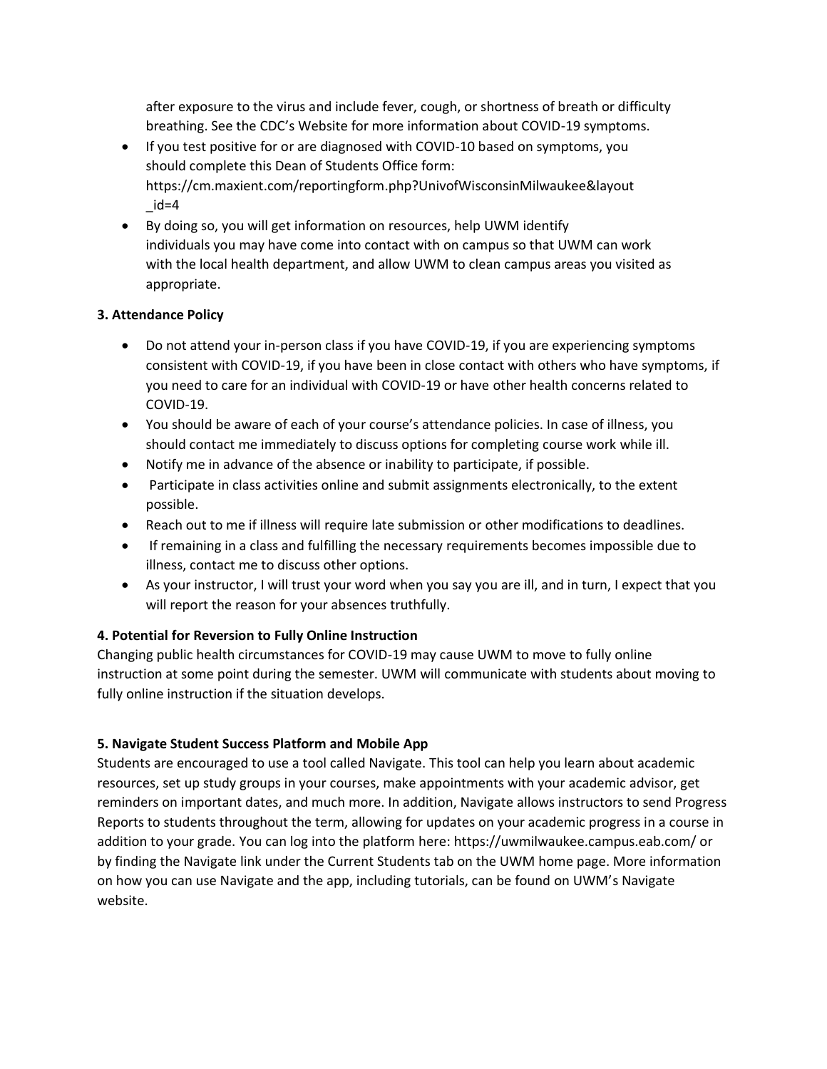after exposure to the virus and include fever, cough, or shortness of breath or difficulty breathing. See the CDC's Website for more information about COVID-19 symptoms.

- If you test positive for or are diagnosed with COVID-10 based on symptoms, you should complete this Dean of Students Office form: https://cm.maxient.com/reportingform.php?UnivofWisconsinMilwaukee&layout_id=4
- By doing so, you will get information on resources, help UWM identify individuals you may have come into contact with on campus so that UWM can work with the local health department, and allow UWM to clean campus areas you visited as appropriate.

**3. Attendance Policy**

- Do not attend your in-person class if you have COVID-19, if you are experiencing symptoms consistent with COVID-19, if you have been in close contact with others who have symptoms, if you need to care for an individual with COVID-19 or have other health concerns related to COVID-19.
- You should be aware of each of your course's attendance policies. In case of illness, you should contact me immediately to discuss options for completing course work while ill.
- Notify me in advance of the absence or inability to participate, if possible.
- Participate in class activities online and submit assignments electronically, to the extent possible.
- Reach out to me if illness will require late submission or other modifications to deadlines.
- If remaining in a class and fulfilling the necessary requirements becomes impossible due to illness, contact me to discuss other options.
- As your instructor, I will trust your word when you say you are ill, and in turn, I expect that you will report the reason for your absences truthfully.

**4. Potential for Reversion to Fully Online Instruction**

Changing public health circumstances for COVID-19 may cause UWM to move to fully online instruction at some point during the semester. UWM will communicate with students about moving to fully online instruction if the situation develops.

**5. Navigate Student Success Platform and Mobile App**

Students are encouraged to use a tool called Navigate. This tool can help you learn about academic resources, set up study groups in your courses, make appointments with your academic advisor, get reminders on important dates, and much more. In addition, Navigate allows instructors to send Progress Reports to students throughout the term, allowing for updates on your academic progress in a course in addition to your grade. You can log into the platform here: https://uwmilwaukee.campus.eab.com/ or by finding the Navigate link under the Current Students tab on the UWM home page. More information on how you can use Navigate and the app, including tutorials, can be found on UWM's Navigate website.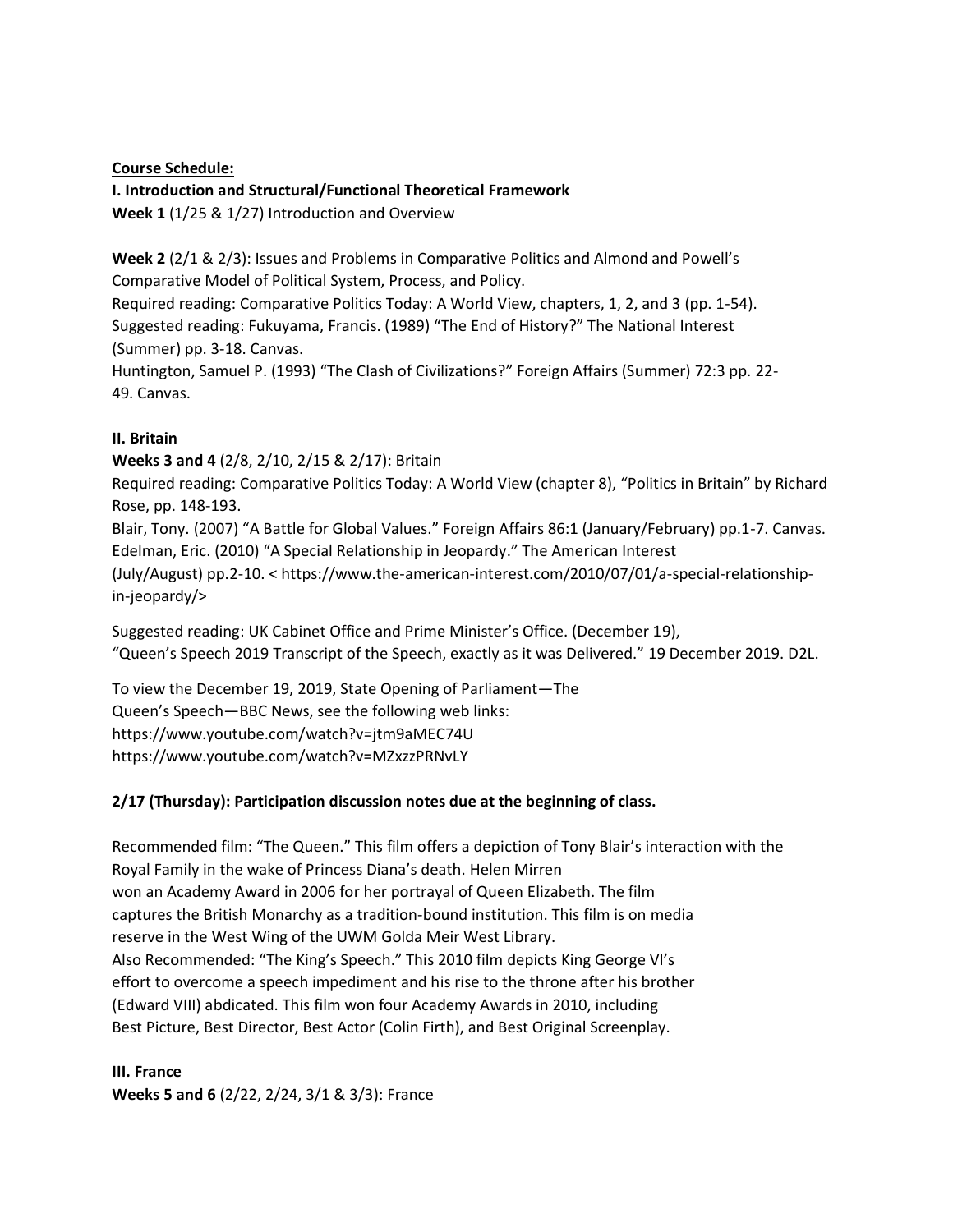**Course Schedule:**

**I. Introduction and Structural/Functional Theoretical Framework**

**Week 1** (1/25 & 1/27) Introduction and Overview

**Week 2** (2/1 & 2/3): Issues and Problems in Comparative Politics and Almond and Powell's Comparative Model of Political System, Process, and Policy.
Required reading: Comparative Politics Today: A World View, chapters, 1, 2, and 3 (pp. 1-54).
Suggested reading: Fukuyama, Francis. (1989) "The End of History?" The National Interest (Summer) pp. 3-18. Canvas.
Huntington, Samuel P. (1993) "The Clash of Civilizations?" Foreign Affairs (Summer) 72:3 pp. 22-49. Canvas.

**II. Britain**

**Weeks 3 and 4** (2/8, 2/10, 2/15 & 2/17): Britain
Required reading: Comparative Politics Today: A World View (chapter 8), "Politics in Britain" by Richard Rose, pp. 148-193.
Blair, Tony. (2007) "A Battle for Global Values." Foreign Affairs 86:1 (January/February) pp.1-7. Canvas.
Edelman, Eric. (2010) "A Special Relationship in Jeopardy." The American Interest (July/August) pp.2-10. < https://www.the-american-interest.com/2010/07/01/a-special-relationship-in-jeopardy/>

Suggested reading: UK Cabinet Office and Prime Minister's Office. (December 19), "Queen's Speech 2019 Transcript of the Speech, exactly as it was Delivered." 19 December 2019. D2L.

To view the December 19, 2019, State Opening of Parliament—The Queen's Speech—BBC News, see the following web links:
https://www.youtube.com/watch?v=jtm9aMEC74U
https://www.youtube.com/watch?v=MZxzzPRNvLY

**2/17 (Thursday): Participation discussion notes due at the beginning of class.**

Recommended film: "The Queen." This film offers a depiction of Tony Blair's interaction with the Royal Family in the wake of Princess Diana's death. Helen Mirren won an Academy Award in 2006 for her portrayal of Queen Elizabeth. The film captures the British Monarchy as a tradition-bound institution. This film is on media reserve in the West Wing of the UWM Golda Meir West Library.
Also Recommended: "The King's Speech." This 2010 film depicts King George VI's effort to overcome a speech impediment and his rise to the throne after his brother (Edward VIII) abdicated. This film won four Academy Awards in 2010, including Best Picture, Best Director, Best Actor (Colin Firth), and Best Original Screenplay.

**III. France**

**Weeks 5 and 6** (2/22, 2/24, 3/1 & 3/3): France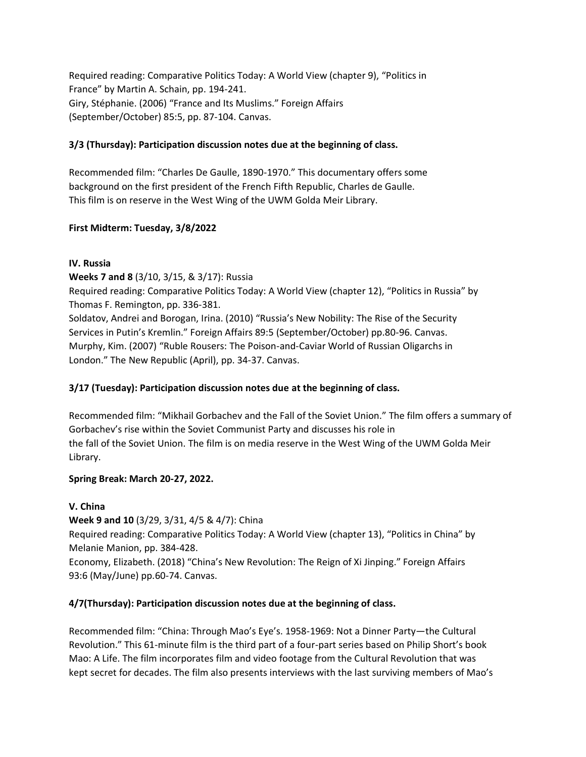Required reading: Comparative Politics Today: A World View (chapter 9), "Politics in France" by Martin A. Schain, pp. 194-241.
Giry, Stéphanie. (2006) "France and Its Muslims." Foreign Affairs (September/October) 85:5, pp. 87-104. Canvas.

**3/3 (Thursday): Participation discussion notes due at the beginning of class.**

Recommended film: "Charles De Gaulle, 1890-1970." This documentary offers some background on the first president of the French Fifth Republic, Charles de Gaulle. This film is on reserve in the West Wing of the UWM Golda Meir Library.

**First Midterm: Tuesday, 3/8/2022**

**IV. Russia**

**Weeks 7 and 8** (3/10, 3/15, & 3/17): Russia
Required reading: Comparative Politics Today: A World View (chapter 12), "Politics in Russia" by Thomas F. Remington, pp. 336-381.
Soldatov, Andrei and Borogan, Irina. (2010) "Russia's New Nobility: The Rise of the Security Services in Putin's Kremlin." Foreign Affairs 89:5 (September/October) pp.80-96. Canvas.
Murphy, Kim. (2007) "Ruble Rousers: The Poison-and-Caviar World of Russian Oligarchs in London." The New Republic (April), pp. 34-37. Canvas.

**3/17 (Tuesday): Participation discussion notes due at the beginning of class.**

Recommended film: "Mikhail Gorbachev and the Fall of the Soviet Union." The film offers a summary of Gorbachev's rise within the Soviet Communist Party and discusses his role in the fall of the Soviet Union. The film is on media reserve in the West Wing of the UWM Golda Meir Library.

**Spring Break: March 20-27, 2022.**

**V. China**

**Week 9 and 10** (3/29, 3/31, 4/5 & 4/7): China
Required reading: Comparative Politics Today: A World View (chapter 13), "Politics in China" by Melanie Manion, pp. 384-428.
Economy, Elizabeth. (2018) "China's New Revolution: The Reign of Xi Jinping." Foreign Affairs 93:6 (May/June) pp.60-74. Canvas.

**4/7(Thursday): Participation discussion notes due at the beginning of class.**

Recommended film: "China: Through Mao's Eye's. 1958-1969: Not a Dinner Party—the Cultural Revolution." This 61-minute film is the third part of a four-part series based on Philip Short's book Mao: A Life. The film incorporates film and video footage from the Cultural Revolution that was kept secret for decades. The film also presents interviews with the last surviving members of Mao's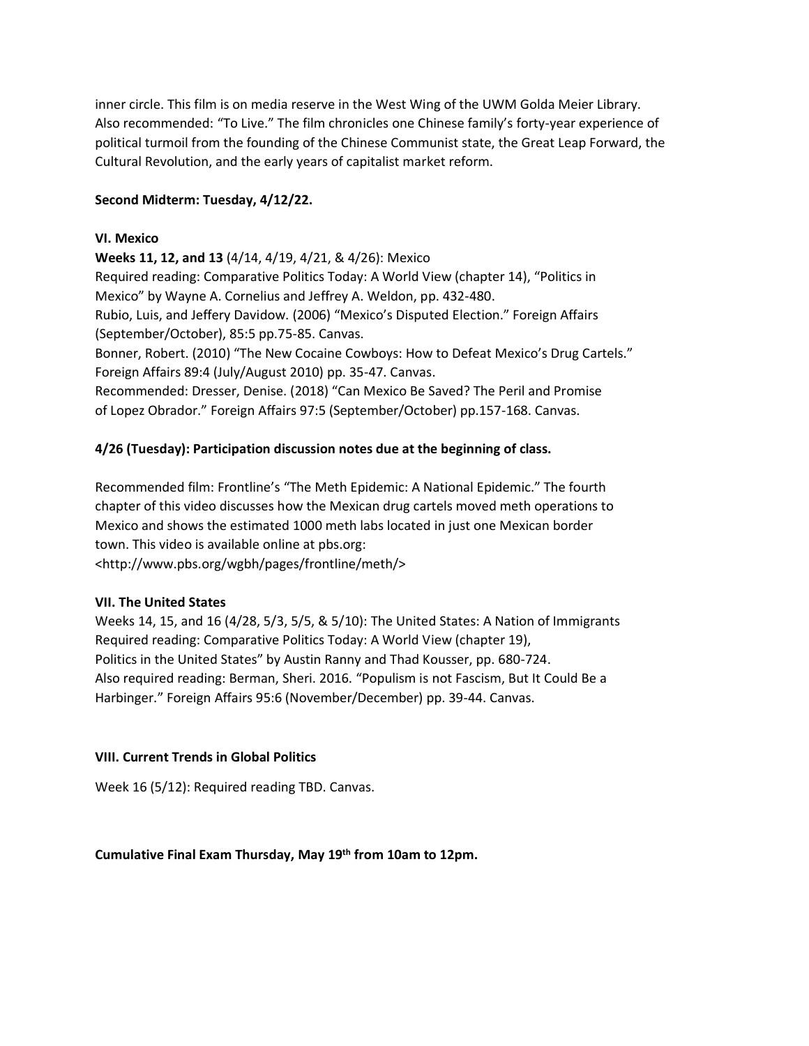inner circle. This film is on media reserve in the West Wing of the UWM Golda Meier Library. Also recommended: “To Live.” The film chronicles one Chinese family’s forty-year experience of political turmoil from the founding of the Chinese Communist state, the Great Leap Forward, the Cultural Revolution, and the early years of capitalist market reform.

**Second Midterm: Tuesday, 4/12/22.**

**VI. Mexico**

**Weeks 11, 12, and 13** (4/14, 4/19, 4/21, & 4/26): Mexico
Required reading: Comparative Politics Today: A World View (chapter 14), “Politics in Mexico” by Wayne A. Cornelius and Jeffrey A. Weldon, pp. 432-480.
Rubio, Luis, and Jeffery Davidow. (2006) “Mexico’s Disputed Election.” Foreign Affairs (September/October), 85:5 pp.75-85. Canvas.
Bonner, Robert. (2010) “The New Cocaine Cowboys: How to Defeat Mexico’s Drug Cartels.” Foreign Affairs 89:4 (July/August 2010) pp. 35-47. Canvas.
Recommended: Dresser, Denise. (2018) “Can Mexico Be Saved? The Peril and Promise of Lopez Obrador.” Foreign Affairs 97:5 (September/October) pp.157-168. Canvas.

**4/26 (Tuesday): Participation discussion notes due at the beginning of class.**

Recommended film: Frontline’s “The Meth Epidemic: A National Epidemic.” The fourth chapter of this video discusses how the Mexican drug cartels moved meth operations to Mexico and shows the estimated 1000 meth labs located in just one Mexican border town. This video is available online at pbs.org:
<http://www.pbs.org/wgbh/pages/frontline/meth/>

**VII. The United States**

Weeks 14, 15, and 16 (4/28, 5/3, 5/5, & 5/10): The United States: A Nation of Immigrants
Required reading: Comparative Politics Today: A World View (chapter 19), Politics in the United States” by Austin Ranny and Thad Kousser, pp. 680-724.
Also required reading: Berman, Sheri. 2016. “Populism is not Fascism, But It Could Be a Harbinger.” Foreign Affairs 95:6 (November/December) pp. 39-44. Canvas.

**VIII. Current Trends in Global Politics**

Week 16 (5/12): Required reading TBD. Canvas.

**Cumulative Final Exam Thursday, May 19th from 10am to 12pm.**